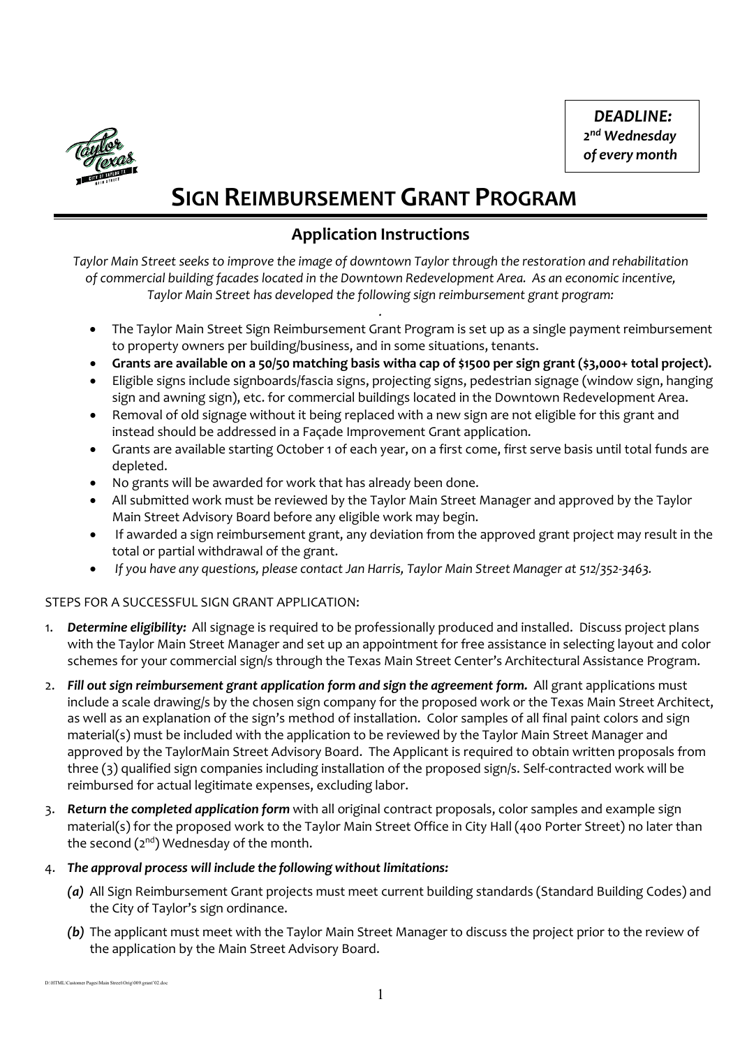**DEADLINE:**
***2nd Wednesday of every month***

# SIGN REIMBURSEMENT GRANT PROGRAM

## Application Instructions

*Taylor Main Street seeks to improve the image of downtown Taylor through the restoration and rehabilitation of commercial building facades located in the Downtown Redevelopment Area. As an economic incentive, Taylor Main Street has developed the following sign reimbursement grant program:*

- The Taylor Main Street Sign Reimbursement Grant Program is set up as a single payment reimbursement to property owners per building/business, and in some situations, tenants.
- **Grants are available on a 50/50 matching basis witha cap of $1500 per sign grant ($3,000+ total project).**
- Eligible signs include signboards/fascia signs, projecting signs, pedestrian signage (window sign, hanging sign and awning sign), etc. for commercial buildings located in the Downtown Redevelopment Area.
- Removal of old signage without it being replaced with a new sign are not eligible for this grant and instead should be addressed in a Façade Improvement Grant application.
- Grants are available starting October 1 of each year, on a first come, first serve basis until total funds are depleted.
- No grants will be awarded for work that has already been done.
- All submitted work must be reviewed by the Taylor Main Street Manager and approved by the Taylor Main Street Advisory Board before any eligible work may begin.
- If awarded a sign reimbursement grant, any deviation from the approved grant project may result in the total or partial withdrawal of the grant.
- *If you have any questions, please contact Jan Harris, Taylor Main Street Manager at 512/352-3463.*

STEPS FOR A SUCCESSFUL SIGN GRANT APPLICATION:

1. ***Determine eligibility:*** All signage is required to be professionally produced and installed. Discuss project plans with the Taylor Main Street Manager and set up an appointment for free assistance in selecting layout and color schemes for your commercial sign/s through the Texas Main Street Center's Architectural Assistance Program.
2. ***Fill out sign reimbursement grant application form and sign the agreement form.*** All grant applications must include a scale drawing/s by the chosen sign company for the proposed work or the Texas Main Street Architect, as well as an explanation of the sign's method of installation. Color samples of all final paint colors and sign material(s) must be included with the application to be reviewed by the Taylor Main Street Manager and approved by the TaylorMain Street Advisory Board. The Applicant is required to obtain written proposals from three (3) qualified sign companies including installation of the proposed sign/s. Self-contracted work will be reimbursed for actual legitimate expenses, excluding labor.
3. ***Return the completed application form*** with all original contract proposals, color samples and example sign material(s) for the proposed work to the Taylor Main Street Office in City Hall (400 Porter Street) no later than the second (2nd) Wednesday of the month.
4. ***The approval process will include the following without limitations:***
   - ***(a)*** All Sign Reimbursement Grant projects must meet current building standards (Standard Building Codes) and the City of Taylor's sign ordinance.
   - ***(b)*** The applicant must meet with the Taylor Main Street Manager to discuss the project prior to the review of the application by the Main Street Advisory Board.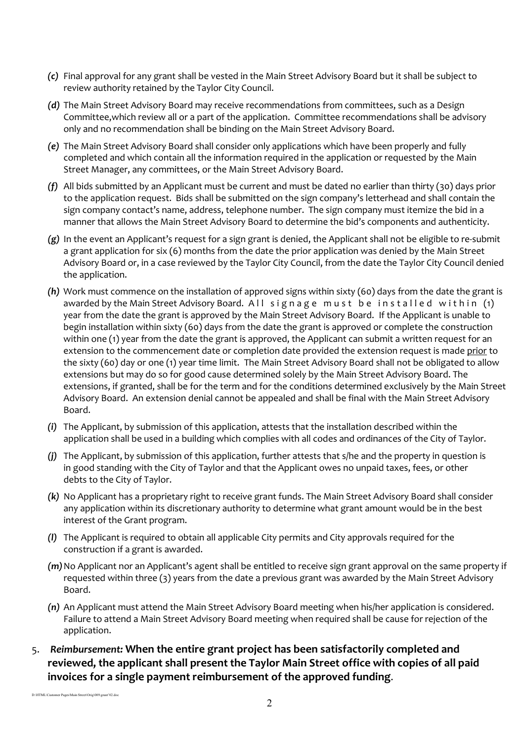- *(c)* Final approval for any grant shall be vested in the Main Street Advisory Board but it shall be subject to review authority retained by the Taylor City Council.
- *(d)* The Main Street Advisory Board may receive recommendations from committees, such as a Design Committee,which review all or a part of the application. Committee recommendations shall be advisory only and no recommendation shall be binding on the Main Street Advisory Board.
- *(e)* The Main Street Advisory Board shall consider only applications which have been properly and fully completed and which contain all the information required in the application or requested by the Main Street Manager, any committees, or the Main Street Advisory Board.
- *(f)* All bids submitted by an Applicant must be current and must be dated no earlier than thirty (30) days prior to the application request. Bids shall be submitted on the sign company's letterhead and shall contain the sign company contact's name, address, telephone number. The sign company must itemize the bid in a manner that allows the Main Street Advisory Board to determine the bid's components and authenticity.
- *(g)* In the event an Applicant's request for a sign grant is denied, the Applicant shall not be eligible to re-submit a grant application for six (6) months from the date the prior application was denied by the Main Street Advisory Board or, in a case reviewed by the Taylor City Council, from the date the Taylor City Council denied the application.
- *(h)* Work must commence on the installation of approved signs within sixty (60) days from the date the grant is awarded by the Main Street Advisory Board. All signage must be installed within (1) year from the date the grant is approved by the Main Street Advisory Board. If the Applicant is unable to begin installation within sixty (60) days from the date the grant is approved or complete the construction within one (1) year from the date the grant is approved, the Applicant can submit a written request for an extension to the commencement date or completion date provided the extension request is made prior to the sixty (60) day or one (1) year time limit. The Main Street Advisory Board shall not be obligated to allow extensions but may do so for good cause determined solely by the Main Street Advisory Board. The extensions, if granted, shall be for the term and for the conditions determined exclusively by the Main Street Advisory Board. An extension denial cannot be appealed and shall be final with the Main Street Advisory Board.
- *(i)* The Applicant, by submission of this application, attests that the installation described within the application shall be used in a building which complies with all codes and ordinances of the City of Taylor.
- *(j)* The Applicant, by submission of this application, further attests that s/he and the property in question is in good standing with the City of Taylor and that the Applicant owes no unpaid taxes, fees, or other debts to the City of Taylor.
- *(k)* No Applicant has a proprietary right to receive grant funds. The Main Street Advisory Board shall consider any application within its discretionary authority to determine what grant amount would be in the best interest of the Grant program.
- *(l)* The Applicant is required to obtain all applicable City permits and City approvals required for the construction if a grant is awarded.
- *(m)* No Applicant nor an Applicant's agent shall be entitled to receive sign grant approval on the same property if requested within three (3) years from the date a previous grant was awarded by the Main Street Advisory Board.
- *(n)* An Applicant must attend the Main Street Advisory Board meeting when his/her application is considered. Failure to attend a Main Street Advisory Board meeting when required shall be cause for rejection of the application.

5. ***Reimbursement:*** **When the entire grant project has been satisfactorily completed and reviewed, the applicant shall present the Taylor Main Street office with copies of all paid invoices for a single payment reimbursement of the approved funding**.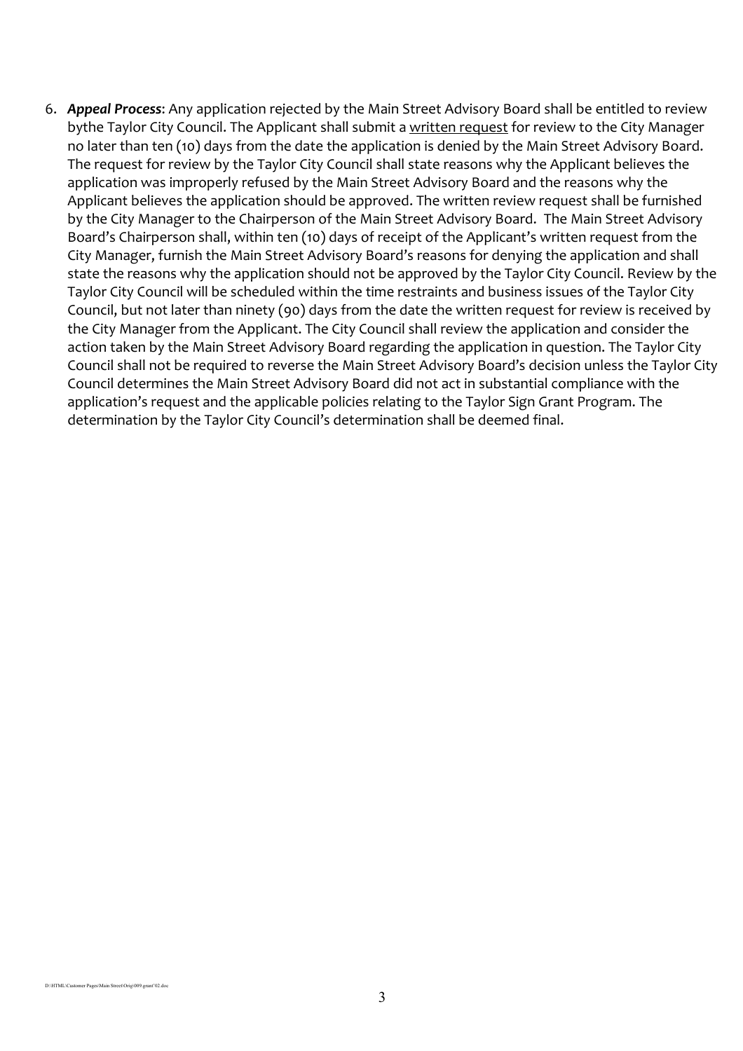6. ***Appeal Process***: Any application rejected by the Main Street Advisory Board shall be entitled to review bythe Taylor City Council. The Applicant shall submit a <u>written request</u> for review to the City Manager no later than ten (10) days from the date the application is denied by the Main Street Advisory Board. The request for review by the Taylor City Council shall state reasons why the Applicant believes the application was improperly refused by the Main Street Advisory Board and the reasons why the Applicant believes the application should be approved. The written review request shall be furnished by the City Manager to the Chairperson of the Main Street Advisory Board. The Main Street Advisory Board's Chairperson shall, within ten (10) days of receipt of the Applicant's written request from the City Manager, furnish the Main Street Advisory Board's reasons for denying the application and shall state the reasons why the application should not be approved by the Taylor City Council. Review by the Taylor City Council will be scheduled within the time restraints and business issues of the Taylor City Council, but not later than ninety (90) days from the date the written request for review is received by the City Manager from the Applicant. The City Council shall review the application and consider the action taken by the Main Street Advisory Board regarding the application in question. The Taylor City Council shall not be required to reverse the Main Street Advisory Board's decision unless the Taylor City Council determines the Main Street Advisory Board did not act in substantial compliance with the application's request and the applicable policies relating to the Taylor Sign Grant Program. The determination by the Taylor City Council's determination shall be deemed final.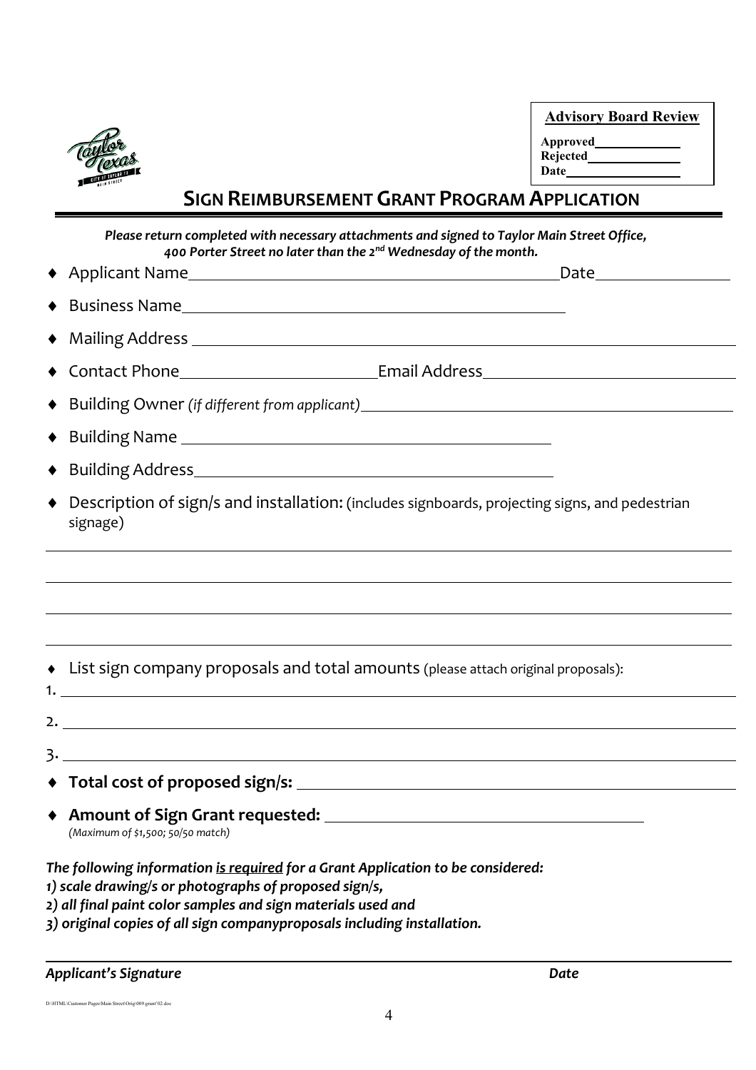**Advisory Board Review**

Approved\_\_\_\_\_\_\_\_\_\_\_\_
Rejected\_\_\_\_\_\_\_\_\_\_\_\_
Date\_\_\_\_\_\_\_\_\_\_\_\_

# SIGN REIMBURSEMENT GRANT PROGRAM APPLICATION

***Please return completed with necessary attachments and signed to Taylor Main Street Office, 400 Porter Street no later than the 2nd Wednesday of the month.***

- Applicant Name\_\_\_\_\_\_\_\_\_\_\_\_\_\_\_\_\_\_\_\_\_\_\_\_\_\_\_\_\_\_\_\_\_\_\_\_\_\_\_\_ Date\_\_\_\_\_\_\_\_\_\_\_\_\_\_
- Business Name\_\_\_\_\_\_\_\_\_\_\_\_\_\_\_\_\_\_\_\_\_\_\_\_\_\_\_\_\_\_\_\_\_\_\_\_\_\_\_\_
- Mailing Address \_\_\_\_\_\_\_\_\_\_\_\_\_\_\_\_\_\_\_\_\_\_\_\_\_\_\_\_\_\_\_\_\_\_\_\_\_\_\_\_\_\_\_\_\_\_\_\_\_\_\_\_
- Contact Phone\_\_\_\_\_\_\_\_\_\_\_\_\_\_\_\_\_\_\_\_ Email Address\_\_\_\_\_\_\_\_\_\_\_\_\_\_\_\_\_\_\_\_\_\_\_\_\_\_
- Building Owner *(if different from applicant)*\_\_\_\_\_\_\_\_\_\_\_\_\_\_\_\_\_\_\_\_\_\_\_\_\_\_\_\_\_\_\_\_\_\_\_\_\_\_
- Building Name \_\_\_\_\_\_\_\_\_\_\_\_\_\_\_\_\_\_\_\_\_\_\_\_\_\_\_\_\_\_\_\_\_\_\_\_\_\_\_\_
- Building Address\_\_\_\_\_\_\_\_\_\_\_\_\_\_\_\_\_\_\_\_\_\_\_\_\_\_\_\_\_\_\_\_\_\_\_\_\_\_\_\_
- Description of sign/s and installation: (includes signboards, projecting signs, and pedestrian signage)

\_\_\_\_\_\_\_\_\_\_\_\_\_\_\_\_\_\_\_\_\_\_\_\_\_\_\_\_\_\_\_\_\_\_\_\_\_\_\_\_\_\_\_\_\_\_\_\_\_\_\_\_\_\_\_\_\_\_\_\_\_\_\_\_\_\_\_\_\_\_

\_\_\_\_\_\_\_\_\_\_\_\_\_\_\_\_\_\_\_\_\_\_\_\_\_\_\_\_\_\_\_\_\_\_\_\_\_\_\_\_\_\_\_\_\_\_\_\_\_\_\_\_\_\_\_\_\_\_\_\_\_\_\_\_\_\_\_\_\_\_

\_\_\_\_\_\_\_\_\_\_\_\_\_\_\_\_\_\_\_\_\_\_\_\_\_\_\_\_\_\_\_\_\_\_\_\_\_\_\_\_\_\_\_\_\_\_\_\_\_\_\_\_\_\_\_\_\_\_\_\_\_\_\_\_\_\_\_\_\_\_

\_\_\_\_\_\_\_\_\_\_\_\_\_\_\_\_\_\_\_\_\_\_\_\_\_\_\_\_\_\_\_\_\_\_\_\_\_\_\_\_\_\_\_\_\_\_\_\_\_\_\_\_\_\_\_\_\_\_\_\_\_\_\_\_\_\_\_\_\_\_

- List sign company proposals and total amounts (please attach original proposals):

1. \_\_\_\_\_\_\_\_\_\_\_\_\_\_\_\_\_\_\_\_\_\_\_\_\_\_\_\_\_\_\_\_\_\_\_\_\_\_\_\_\_\_\_\_\_\_\_\_\_\_\_\_\_\_\_\_\_\_\_\_\_\_\_\_
2. \_\_\_\_\_\_\_\_\_\_\_\_\_\_\_\_\_\_\_\_\_\_\_\_\_\_\_\_\_\_\_\_\_\_\_\_\_\_\_\_\_\_\_\_\_\_\_\_\_\_\_\_\_\_\_\_\_\_\_\_\_\_\_\_
3. \_\_\_\_\_\_\_\_\_\_\_\_\_\_\_\_\_\_\_\_\_\_\_\_\_\_\_\_\_\_\_\_\_\_\_\_\_\_\_\_\_\_\_\_\_\_\_\_\_\_\_\_\_\_\_\_\_\_\_\_\_\_\_\_

- **Total cost of proposed sign/s:** \_\_\_\_\_\_\_\_\_\_\_\_\_\_\_\_\_\_\_\_\_\_\_\_\_\_\_\_\_\_\_\_\_\_\_\_\_\_\_\_
- **Amount of Sign Grant requested:** \_\_\_\_\_\_\_\_\_\_\_\_\_\_\_\_\_\_\_\_\_\_\_\_\_\_\_\_\_\_\_\_
  *(Maximum of $1,500; 50/50 match)*

***The following information <u>is required</u> for a Grant Application to be considered:***
***1) scale drawing/s or photographs of proposed sign/s,***
***2) all final paint color samples and sign materials used and***
***3) original copies of all sign companyproposals including installation.***

\_\_\_\_\_\_\_\_\_\_\_\_\_\_\_\_\_\_\_\_\_\_\_\_\_\_\_\_\_\_\_\_\_\_\_\_\_\_\_\_\_\_\_\_\_\_\_\_\_\_\_\_\_\_\_\_\_\_\_\_\_\_\_\_\_\_\_\_\_\_

***Applicant's Signature*** ***Date***

D:\HTML\Customer Pages\Main Street\Orig\009.grant'02.doc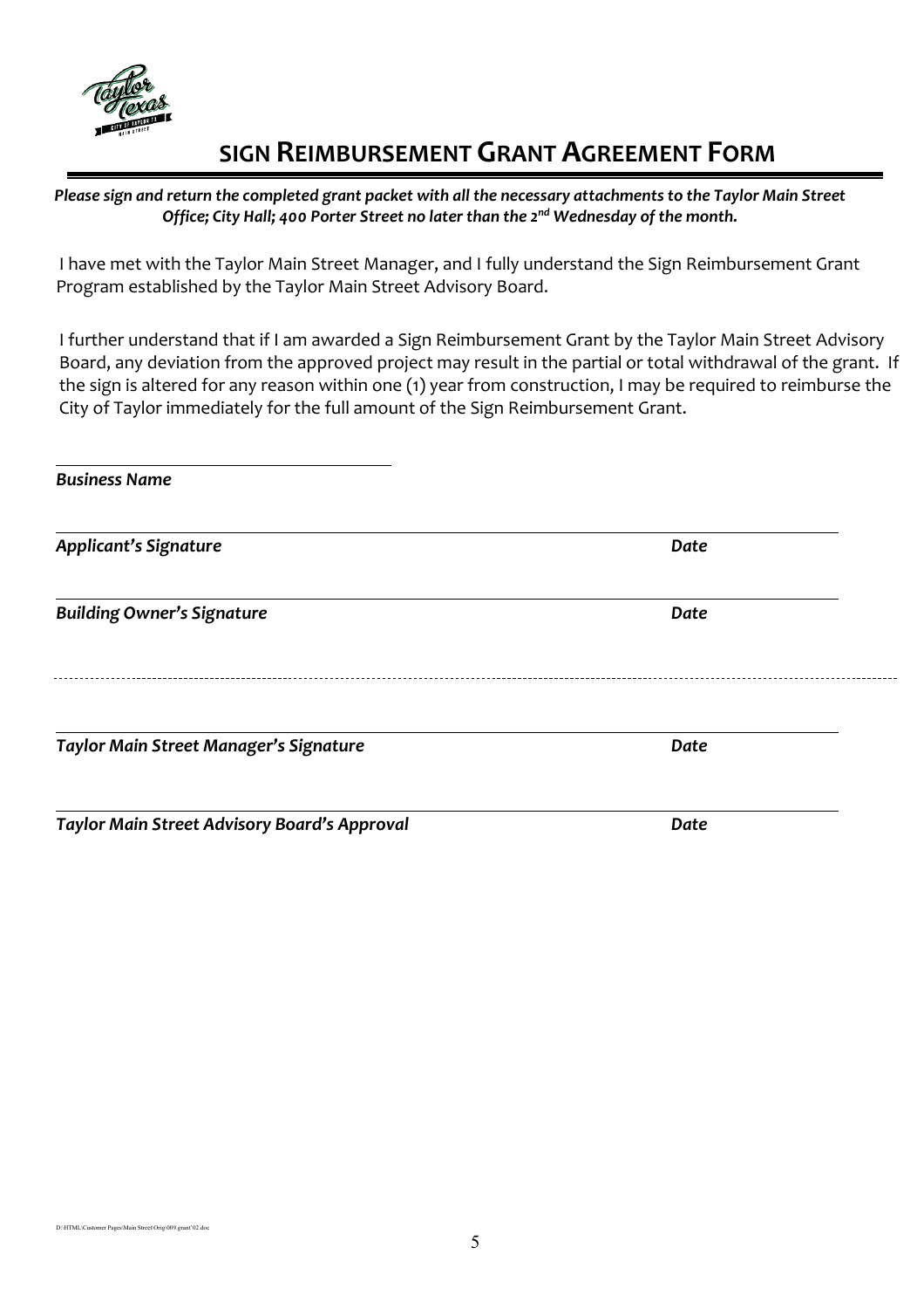# SIGN REIMBURSEMENT GRANT AGREEMENT FORM

***Please sign and return the completed grant packet with all the necessary attachments to the Taylor Main Street Office; City Hall; 400 Porter Street no later than the 2nd Wednesday of the month.***

I have met with the Taylor Main Street Manager, and I fully understand the Sign Reimbursement Grant Program established by the Taylor Main Street Advisory Board.

I further understand that if I am awarded a Sign Reimbursement Grant by the Taylor Main Street Advisory Board, any deviation from the approved project may result in the partial or total withdrawal of the grant. If the sign is altered for any reason within one (1) year from construction, I may be required to reimburse the City of Taylor immediately for the full amount of the Sign Reimbursement Grant.

\_\_\_\_\_\_\_\_\_\_\_\_\_\_\_\_\_\_\_\_\_\_\_\_\_\_\_\_\_\_\_\_\_\_\_\_\_\_\_\_
***Business Name***

\_\_\_\_\_\_\_\_\_\_\_\_\_\_\_\_\_\_\_\_\_\_\_\_\_\_\_\_\_\_\_\_\_\_\_\_\_\_\_\_\_\_\_\_\_\_\_\_\_\_\_\_\_\_\_\_\_\_\_\_\_\_\_\_\_\_\_\_\_\_\_\_\_\_\_\_
***Applicant's Signature*** ***Date***

\_\_\_\_\_\_\_\_\_\_\_\_\_\_\_\_\_\_\_\_\_\_\_\_\_\_\_\_\_\_\_\_\_\_\_\_\_\_\_\_\_\_\_\_\_\_\_\_\_\_\_\_\_\_\_\_\_\_\_\_\_\_\_\_\_\_\_\_\_\_\_\_\_\_\_\_
***Building Owner's Signature*** ***Date***

---

\_\_\_\_\_\_\_\_\_\_\_\_\_\_\_\_\_\_\_\_\_\_\_\_\_\_\_\_\_\_\_\_\_\_\_\_\_\_\_\_\_\_\_\_\_\_\_\_\_\_\_\_\_\_\_\_\_\_\_\_\_\_\_\_\_\_\_\_\_\_\_\_\_\_\_\_
***Taylor Main Street Manager's Signature*** ***Date***

\_\_\_\_\_\_\_\_\_\_\_\_\_\_\_\_\_\_\_\_\_\_\_\_\_\_\_\_\_\_\_\_\_\_\_\_\_\_\_\_\_\_\_\_\_\_\_\_\_\_\_\_\_\_\_\_\_\_\_\_\_\_\_\_\_\_\_\_\_\_\_\_\_\_\_\_
***Taylor Main Street Advisory Board's Approval*** ***Date***

D:\HTML\Customer Pages\Main Street\Orig\009.grant'02.doc